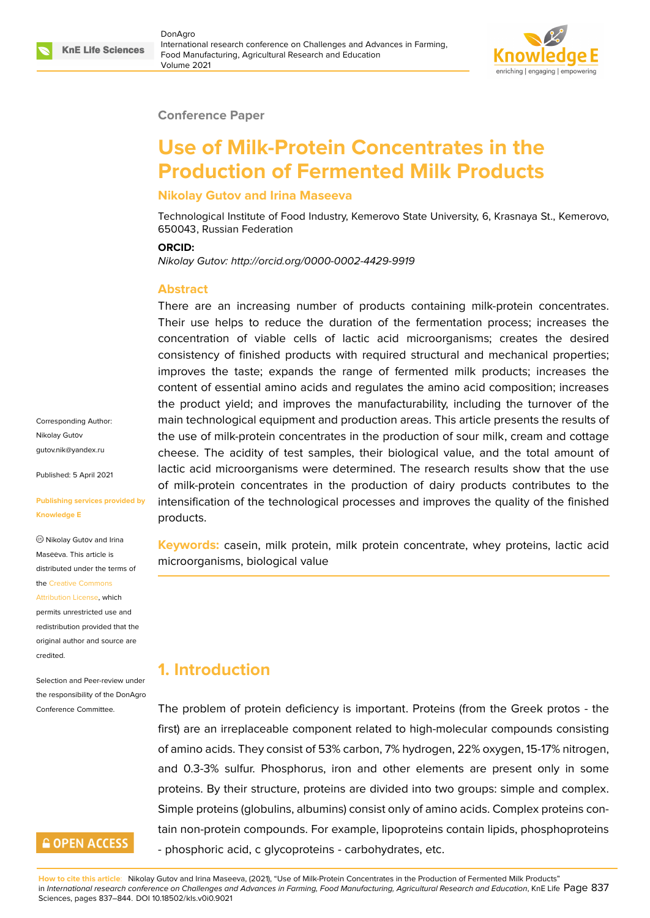Conference Paper

# Use of Milk-Protein Concentrates in the Production of Fermented Milk Products

**Nikolay Gutov and Irina Maseeva**

Technological Institute of Food Industry, Kemerovo State University, 6, Krasnaya St., Kemerovo, 650043, Russian Federation

**ORCID:**

*Nikolay Gutov: http://orcid.org/0000-0002-4429-9919*

Corresponding Author: Nikolay Gutov gutov.nik@yandex.ru

Published: 5 April 2021

Publishing services provided by Knowledge E

© Nikolay Gutov and Irina Maseeva. This article is distributed under the terms of the Creative Commons Attribution License, which permits unrestricted use and redistribution provided that the original author and source are credited.

Selection and Peer-review under the responsibility of the DonAgro Conference Committee.

## Abstract

There are an increasing number of products containing milk-protein concentrates. Their use helps to reduce the duration of the fermentation process; increases the concentration of viable cells of lactic acid microorganisms; creates the desired consistency of finished products with required structural and mechanical properties; improves the taste; expands the range of fermented milk products; increases the content of essential amino acids and regulates the amino acid composition; increases the product yield; and improves the manufacturability, including the turnover of the main technological equipment and production areas. This article presents the results of the use of milk-protein concentrates in the production of sour milk, cream and cottage cheese. The acidity of test samples, their biological value, and the total amount of lactic acid microorganisms were determined. The research results show that the use of milk-protein concentrates in the production of dairy products contributes to the intensification of the technological processes and improves the quality of the finished products.

**Keywords:** casein, milk protein, milk protein concentrate, whey proteins, lactic acid microorganisms, biological value

## 1. Introduction

The problem of protein deficiency is important. Proteins (from the Greek protos - the first) are an irreplaceable component related to high-molecular compounds consisting of amino acids. They consist of 53% carbon, 7% hydrogen, 22% oxygen, 15-17% nitrogen, and 0.3-3% sulfur. Phosphorus, iron and other elements are present only in some proteins. By their structure, proteins are divided into two groups: simple and complex. Simple proteins (globulins, albumins) consist only of amino acids. Complex proteins contain non-protein compounds. For example, lipoproteins contain lipids, phosphoproteins - phosphoric acid, c glycoproteins - carbohydrates, etc.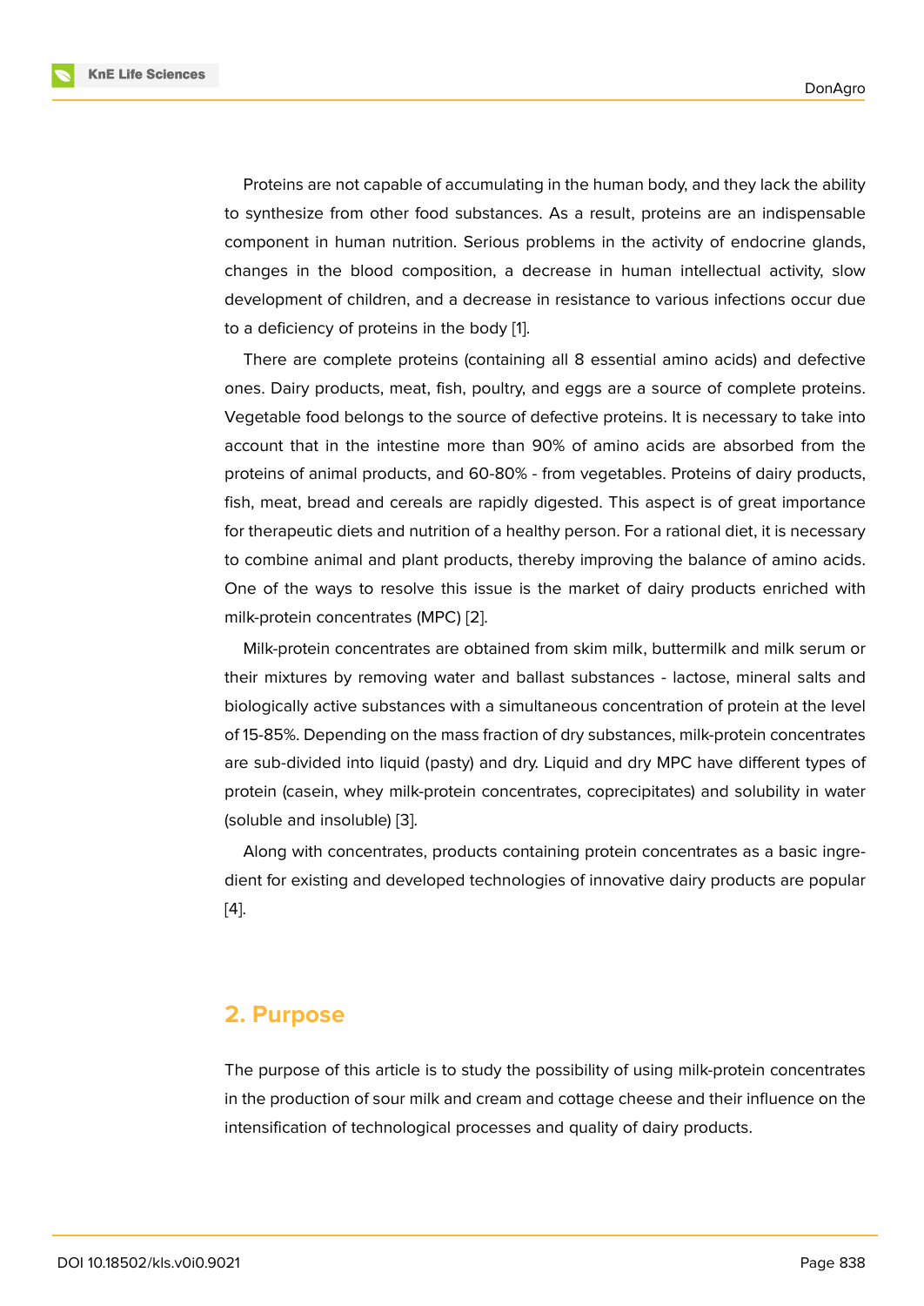Proteins are not capable of accumulating in the human body, and they lack the ability to synthesize from other food substances. As a result, proteins are an indispensable component in human nutrition. Serious problems in the activity of endocrine glands, changes in the blood composition, a decrease in human intellectual activity, slow development of children, and a decrease in resistance to various infections occur due to a deficiency of proteins in the body [1].

There are complete proteins (containing all 8 essential amino acids) and defective ones. Dairy products, meat, fish, poultry, and eggs are a source of complete proteins. Vegetable food belongs to the source of defective proteins. It is necessary to take into account that in the intestine more than 90% of amino acids are absorbed from the proteins of animal products, and 60-80% - from vegetables. Proteins of dairy products, fish, meat, bread and cereals are rapidly digested. This aspect is of great importance for therapeutic diets and nutrition of a healthy person. For a rational diet, it is necessary to combine animal and plant products, thereby improving the balance of amino acids. One of the ways to resolve this issue is the market of dairy products enriched with milk-protein concentrates (MPC) [2].

Milk-protein concentrates are obtained from skim milk, buttermilk and milk serum or their mixtures by removing water and ballast substances - lactose, mineral salts and biologically active substances with a simultaneous concentration of protein at the level of 15-85%. Depending on the mass fraction of dry substances, milk-protein concentrates are sub-divided into liquid (pasty) and dry. Liquid and dry MPC have different types of protein (casein, whey milk-protein concentrates, coprecipitates) and solubility in water (soluble and insoluble) [3].

Along with concentrates, products containing protein concentrates as a basic ingredient for existing and developed technologies of innovative dairy products are popular [4].

## 2. Purpose

The purpose of this article is to study the possibility of using milk-protein concentrates in the production of sour milk and cream and cottage cheese and their influence on the intensification of technological processes and quality of dairy products.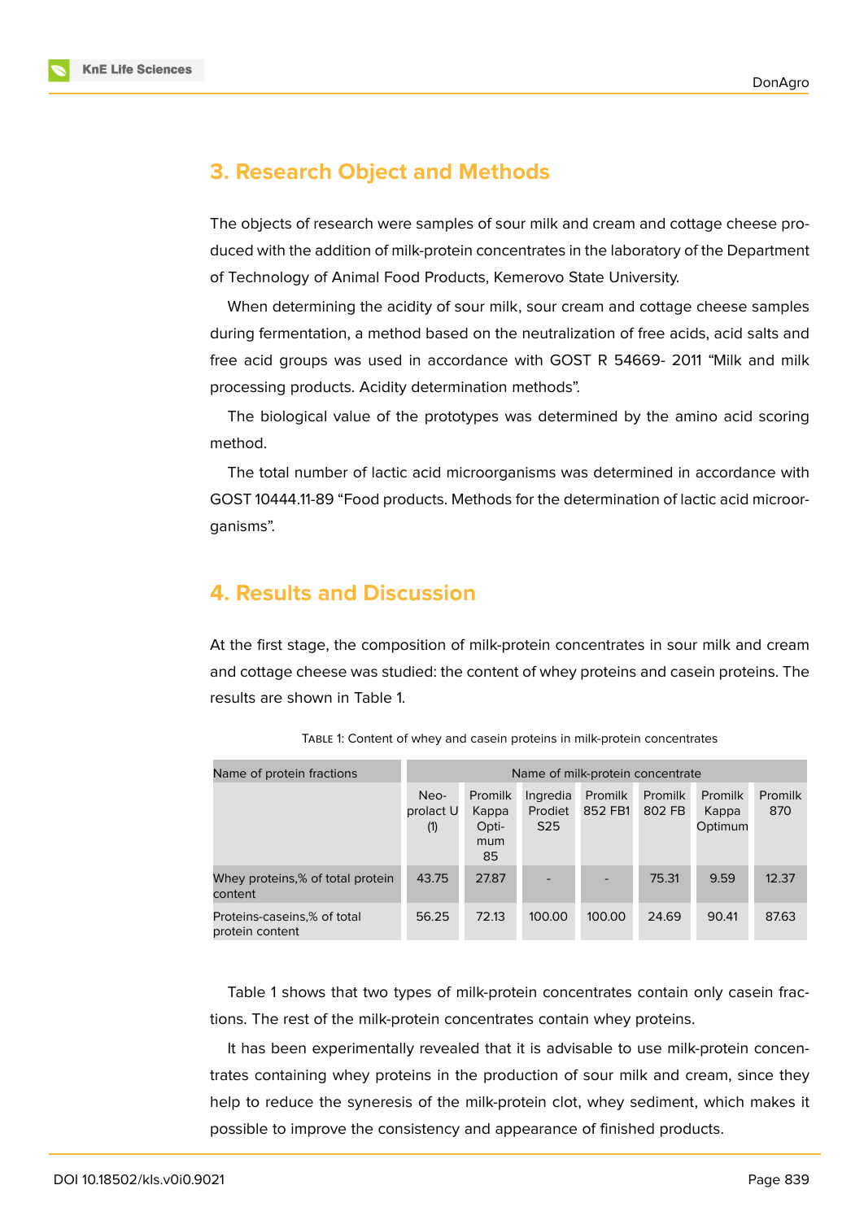## 3. Research Object and Methods

The objects of research were samples of sour milk and cream and cottage cheese produced with the addition of milk-protein concentrates in the laboratory of the Department of Technology of Animal Food Products, Kemerovo State University.

When determining the acidity of sour milk, sour cream and cottage cheese samples during fermentation, a method based on the neutralization of free acids, acid salts and free acid groups was used in accordance with GOST R 54669- 2011 "Milk and milk processing products. Acidity determination methods".

The biological value of the prototypes was determined by the amino acid scoring method.

The total number of lactic acid microorganisms was determined in accordance with GOST 10444.11-89 "Food products. Methods for the determination of lactic acid microorganisms".

## 4. Results and Discussion

At the first stage, the composition of milk-protein concentrates in sour milk and cream and cottage cheese was studied: the content of whey proteins and casein proteins. The results are shown in Table 1.

TABLE 1: Content of whey and casein proteins in milk-protein concentrates

| Name of protein fractions | Name of milk-protein concentrate | | | | | | |
|---|---|---|---|---|---|---|---|
| | Neo-prolact U (1) | Promilk Kappa Optimum 85 | Ingredia Prodiet S25 | Promilk 852 FB1 | Promilk 802 FB | Promilk Kappa Optimum | Promilk 870 |
| Whey proteins,% of total protein content | 43.75 | 27.87 | - | - | 75.31 | 9.59 | 12.37 |
| Proteins-caseins,% of total protein content | 56.25 | 72.13 | 100.00 | 100.00 | 24.69 | 90.41 | 87.63 |

Table 1 shows that two types of milk-protein concentrates contain only casein fractions. The rest of the milk-protein concentrates contain whey proteins.

It has been experimentally revealed that it is advisable to use milk-protein concentrates containing whey proteins in the production of sour milk and cream, since they help to reduce the syneresis of the milk-protein clot, whey sediment, which makes it possible to improve the consistency and appearance of finished products.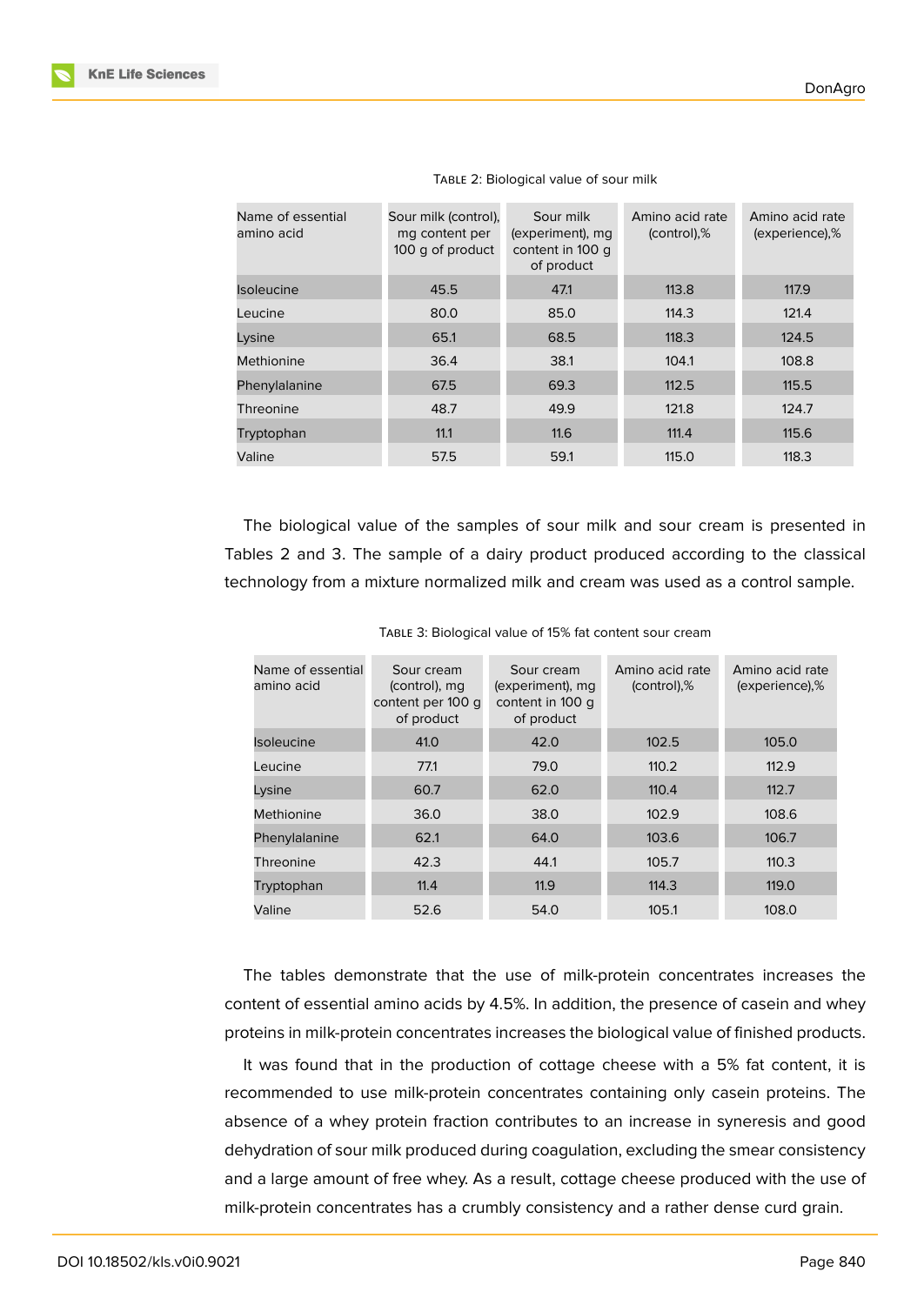Table 2: Biological value of sour milk

| Name of essential amino acid | Sour milk (control), mg content per 100 g of product | Sour milk (experiment), mg content in 100 g of product | Amino acid rate (control),% | Amino acid rate (experience),% |
|---|---|---|---|---|
| Isoleucine | 45.5 | 47.1 | 113.8 | 117.9 |
| Leucine | 80.0 | 85.0 | 114.3 | 121.4 |
| Lysine | 65.1 | 68.5 | 118.3 | 124.5 |
| Methionine | 36.4 | 38.1 | 104.1 | 108.8 |
| Phenylalanine | 67.5 | 69.3 | 112.5 | 115.5 |
| Threonine | 48.7 | 49.9 | 121.8 | 124.7 |
| Tryptophan | 11.1 | 11.6 | 111.4 | 115.6 |
| Valine | 57.5 | 59.1 | 115.0 | 118.3 |

The biological value of the samples of sour milk and sour cream is presented in Tables 2 and 3. The sample of a dairy product produced according to the classical technology from a mixture normalized milk and cream was used as a control sample.

Table 3: Biological value of 15% fat content sour cream

| Name of essential amino acid | Sour cream (control), mg content per 100 g of product | Sour cream (experiment), mg content in 100 g of product | Amino acid rate (control),% | Amino acid rate (experience),% |
|---|---|---|---|---|
| Isoleucine | 41.0 | 42.0 | 102.5 | 105.0 |
| Leucine | 77.1 | 79.0 | 110.2 | 112.9 |
| Lysine | 60.7 | 62.0 | 110.4 | 112.7 |
| Methionine | 36.0 | 38.0 | 102.9 | 108.6 |
| Phenylalanine | 62.1 | 64.0 | 103.6 | 106.7 |
| Threonine | 42.3 | 44.1 | 105.7 | 110.3 |
| Tryptophan | 11.4 | 11.9 | 114.3 | 119.0 |
| Valine | 52.6 | 54.0 | 105.1 | 108.0 |

The tables demonstrate that the use of milk-protein concentrates increases the content of essential amino acids by 4.5%. In addition, the presence of casein and whey proteins in milk-protein concentrates increases the biological value of finished products.

It was found that in the production of cottage cheese with a 5% fat content, it is recommended to use milk-protein concentrates containing only casein proteins. The absence of a whey protein fraction contributes to an increase in syneresis and good dehydration of sour milk produced during coagulation, excluding the smear consistency and a large amount of free whey. As a result, cottage cheese produced with the use of milk-protein concentrates has a crumbly consistency and a rather dense curd grain.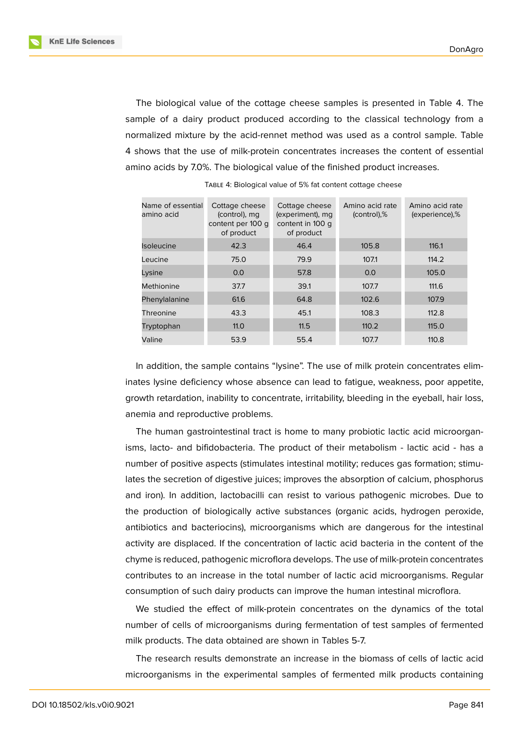The biological value of the cottage cheese samples is presented in Table 4. The sample of a dairy product produced according to the classical technology from a normalized mixture by the acid-rennet method was used as a control sample. Table 4 shows that the use of milk-protein concentrates increases the content of essential amino acids by 7.0%. The biological value of the finished product increases.

Table 4: Biological value of 5% fat content cottage cheese

| Name of essential amino acid | Cottage cheese (control), mg content per 100 g of product | Cottage cheese (experiment), mg content in 100 g of product | Amino acid rate (control),% | Amino acid rate (experience),% |
|---|---|---|---|---|
| Isoleucine | 42.3 | 46.4 | 105.8 | 116.1 |
| Leucine | 75.0 | 79.9 | 107.1 | 114.2 |
| Lysine | 0.0 | 57.8 | 0.0 | 105.0 |
| Methionine | 37.7 | 39.1 | 107.7 | 111.6 |
| Phenylalanine | 61.6 | 64.8 | 102.6 | 107.9 |
| Threonine | 43.3 | 45.1 | 108.3 | 112.8 |
| Tryptophan | 11.0 | 11.5 | 110.2 | 115.0 |
| Valine | 53.9 | 55.4 | 107.7 | 110.8 |

In addition, the sample contains "lysine". The use of milk protein concentrates eliminates lysine deficiency whose absence can lead to fatigue, weakness, poor appetite, growth retardation, inability to concentrate, irritability, bleeding in the eyeball, hair loss, anemia and reproductive problems.

The human gastrointestinal tract is home to many probiotic lactic acid microorganisms, lacto- and bifidobacteria. The product of their metabolism - lactic acid - has a number of positive aspects (stimulates intestinal motility; reduces gas formation; stimulates the secretion of digestive juices; improves the absorption of calcium, phosphorus and iron). In addition, lactobacilli can resist to various pathogenic microbes. Due to the production of biologically active substances (organic acids, hydrogen peroxide, antibiotics and bacteriocins), microorganisms which are dangerous for the intestinal activity are displaced. If the concentration of lactic acid bacteria in the content of the chyme is reduced, pathogenic microflora develops. The use of milk-protein concentrates contributes to an increase in the total number of lactic acid microorganisms. Regular consumption of such dairy products can improve the human intestinal microflora.

We studied the effect of milk-protein concentrates on the dynamics of the total number of cells of microorganisms during fermentation of test samples of fermented milk products. The data obtained are shown in Tables 5-7.

The research results demonstrate an increase in the biomass of cells of lactic acid microorganisms in the experimental samples of fermented milk products containing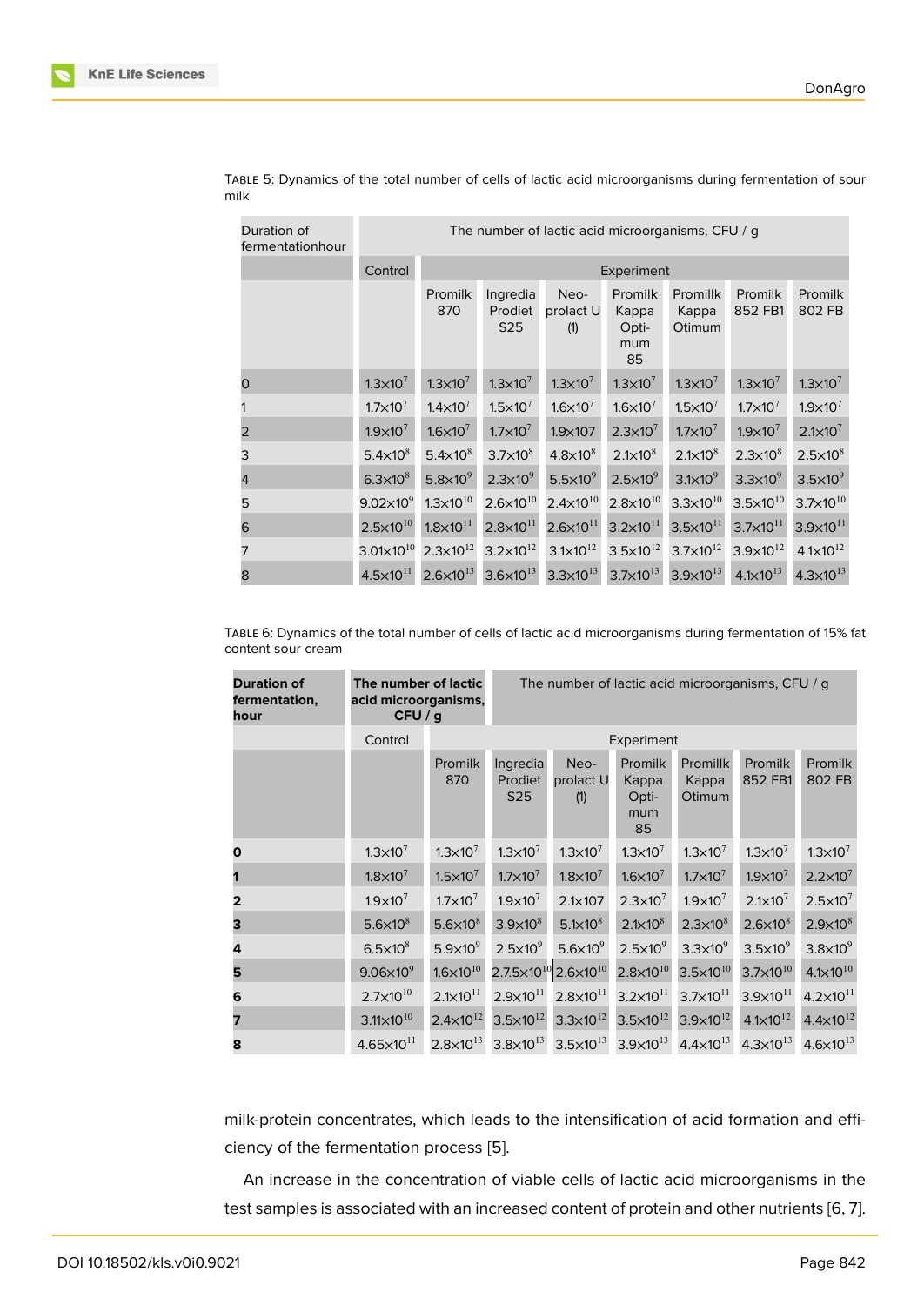Table 5: Dynamics of the total number of cells of lactic acid microorganisms during fermentation of sour milk

| Duration of fermentationhour | The number of lactic acid microorganisms, CFU / g | | | | | | | |
|---|---|---|---|---|---|---|---|---|
| | Control | Experiment | | | | | | |
| | | Promilk 870 | Ingredia Prodiet S25 | Neo-prolact U (1) | Promilk Kappa Optimum 85 | Promillk Kappa Otimum | Promilk 852 FB1 | Promilk 802 FB |
| 0 | $1.3\times10^7$ | $1.3\times10^7$ | $1.3\times10^7$ | $1.3\times10^7$ | $1.3\times10^7$ | $1.3\times10^7$ | $1.3\times10^7$ | $1.3\times10^7$ |
| 1 | $1.7\times10^7$ | $1.4\times10^7$ | $1.5\times10^7$ | $1.6\times10^7$ | $1.6\times10^7$ | $1.5\times10^7$ | $1.7\times10^7$ | $1.9\times10^7$ |
| 2 | $1.9\times10^7$ | $1.6\times10^7$ | $1.7\times10^7$ | 1.9×107 | $2.3\times10^7$ | $1.7\times10^7$ | $1.9\times10^7$ | $2.1\times10^7$ |
| 3 | $5.4\times10^8$ | $5.4\times10^8$ | $3.7\times10^8$ | $4.8\times10^8$ | $2.1\times10^8$ | $2.1\times10^8$ | $2.3\times10^8$ | $2.5\times10^8$ |
| 4 | $6.3\times10^8$ | $5.8\times10^9$ | $2.3\times10^9$ | $5.5\times10^9$ | $2.5\times10^9$ | $3.1\times10^9$ | $3.3\times10^9$ | $3.5\times10^9$ |
| 5 | $9.02\times10^9$ | $1.3\times10^{10}$ | $2.6\times10^{10}$ | $2.4\times10^{10}$ | $2.8\times10^{10}$ | $3.3\times10^{10}$ | $3.5\times10^{10}$ | $3.7\times10^{10}$ |
| 6 | $2.5\times10^{10}$ | $1.8\times10^{11}$ | $2.8\times10^{11}$ | $2.6\times10^{11}$ | $3.2\times10^{11}$ | $3.5\times10^{11}$ | $3.7\times10^{11}$ | $3.9\times10^{11}$ |
| 7 | $3.01\times10^{10}$ | $2.3\times10^{12}$ | $3.2\times10^{12}$ | $3.1\times10^{12}$ | $3.5\times10^{12}$ | $3.7\times10^{12}$ | $3.9\times10^{12}$ | $4.1\times10^{12}$ |
| 8 | $4.5\times10^{11}$ | $2.6\times10^{13}$ | $3.6\times10^{13}$ | $3.3\times10^{13}$ | $3.7\times10^{13}$ | $3.9\times10^{13}$ | $4.1\times10^{13}$ | $4.3\times10^{13}$ |

Table 6: Dynamics of the total number of cells of lactic acid microorganisms during fermentation of 15% fat content sour cream

| **Duration of fermentation, hour** | **The number of lactic acid microorganisms, CFU / g** | The number of lactic acid microorganisms, CFU / g | | | | | | |
|---|---|---|---|---|---|---|---|---|
| | Control | Experiment | | | | | | |
| | | Promilk 870 | Ingredia Prodiet S25 | Neo-prolact U (1) | Promilk Kappa Optimum 85 | Promillk Kappa Otimum | Promilk 852 FB1 | Promilk 802 FB |
| **0** | $1.3\times10^7$ | $1.3\times10^7$ | $1.3\times10^7$ | $1.3\times10^7$ | $1.3\times10^7$ | $1.3\times10^7$ | $1.3\times10^7$ | $1.3\times10^7$ |
| **1** | $1.8\times10^7$ | $1.5\times10^7$ | $1.7\times10^7$ | $1.8\times10^7$ | $1.6\times10^7$ | $1.7\times10^7$ | $1.9\times10^7$ | $2.2\times10^7$ |
| **2** | $1.9\times10^7$ | $1.7\times10^7$ | $1.9\times10^7$ | 2.1×107 | $2.3\times10^7$ | $1.9\times10^7$ | $2.1\times10^7$ | $2.5\times10^7$ |
| **3** | $5.6\times10^8$ | $5.6\times10^8$ | $3.9\times10^8$ | $5.1\times10^8$ | $2.1\times10^8$ | $2.3\times10^8$ | $2.6\times10^8$ | $2.9\times10^8$ |
| **4** | $6.5\times10^8$ | $5.9\times10^9$ | $2.5\times10^9$ | $5.6\times10^9$ | $2.5\times10^9$ | $3.3\times10^9$ | $3.5\times10^9$ | $3.8\times10^9$ |
| **5** | $9.06\times10^9$ | $1.6\times10^{10}$ | $2.75\times10^{10}$ | $2.6\times10^{10}$ | $2.8\times10^{10}$ | $3.5\times10^{10}$ | $3.7\times10^{10}$ | $4.1\times10^{10}$ |
| **6** | $2.7\times10^{10}$ | $2.1\times10^{11}$ | $2.9\times10^{11}$ | $2.8\times10^{11}$ | $3.2\times10^{11}$ | $3.7\times10^{11}$ | $3.9\times10^{11}$ | $4.2\times10^{11}$ |
| **7** | $3.11\times10^{10}$ | $2.4\times10^{12}$ | $3.5\times10^{12}$ | $3.3\times10^{12}$ | $3.5\times10^{12}$ | $3.9\times10^{12}$ | $4.1\times10^{12}$ | $4.4\times10^{12}$ |
| **8** | $4.65\times10^{11}$ | $2.8\times10^{13}$ | $3.8\times10^{13}$ | $3.5\times10^{13}$ | $3.9\times10^{13}$ | $4.4\times10^{13}$ | $4.3\times10^{13}$ | $4.6\times10^{13}$ |

milk-protein concentrates, which leads to the intensification of acid formation and efficiency of the fermentation process [5].

An increase in the concentration of viable cells of lactic acid microorganisms in the test samples is associated with an increased content of protein and other nutrients [6, 7].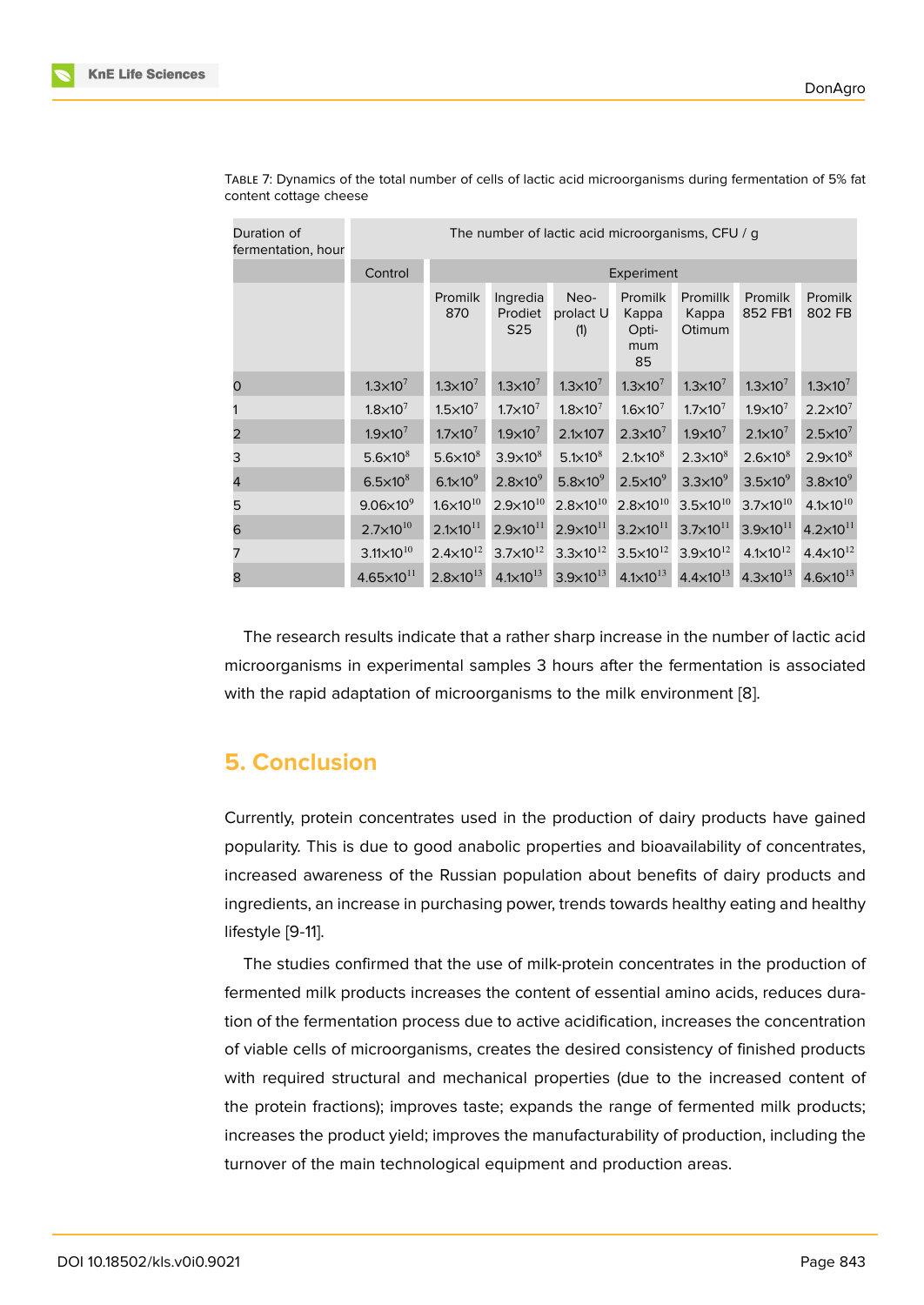Table 7: Dynamics of the total number of cells of lactic acid microorganisms during fermentation of 5% fat content cottage cheese

| Duration of fermentation, hour | The number of lactic acid microorganisms, CFU / g | | | | | | | |
|---|---|---|---|---|---|---|---|---|
| | Control | Experiment | | | | | | |
| | | Promilk 870 | Ingredia Prodiet S25 | Neo-prolact U (1) | Promilk Kappa Opti-mum 85 | Promillk Kappa Otimum | Promilk 852 FB1 | Promilk 802 FB |
| 0 | $1.3 \times 10^{7}$ | $1.3 \times 10^{7}$ | $1.3 \times 10^{7}$ | $1.3 \times 10^{7}$ | $1.3 \times 10^{7}$ | $1.3 \times 10^{7}$ | $1.3 \times 10^{7}$ | $1.3 \times 10^{7}$ |
| 1 | $1.8 \times 10^{7}$ | $1.5 \times 10^{7}$ | $1.7 \times 10^{7}$ | $1.8 \times 10^{7}$ | $1.6 \times 10^{7}$ | $1.7 \times 10^{7}$ | $1.9 \times 10^{7}$ | $2.2 \times 10^{7}$ |
| 2 | $1.9 \times 10^{7}$ | $1.7 \times 10^{7}$ | $1.9 \times 10^{7}$ | 2.1x107 | $2.3 \times 10^{7}$ | $1.9 \times 10^{7}$ | $2.1 \times 10^{7}$ | $2.5 \times 10^{7}$ |
| 3 | $5.6 \times 10^{8}$ | $5.6 \times 10^{8}$ | $3.9 \times 10^{8}$ | $5.1 \times 10^{8}$ | $2.1 \times 10^{8}$ | $2.3 \times 10^{8}$ | $2.6 \times 10^{8}$ | $2.9 \times 10^{8}$ |
| 4 | $6.5 \times 10^{8}$ | $6.1 \times 10^{9}$ | $2.8 \times 10^{9}$ | $5.8 \times 10^{9}$ | $2.5 \times 10^{9}$ | $3.3 \times 10^{9}$ | $3.5 \times 10^{9}$ | $3.8 \times 10^{9}$ |
| 5 | $9.06 \times 10^{9}$ | $1.6 \times 10^{10}$ | $2.9 \times 10^{10}$ | $2.8 \times 10^{10}$ | $2.8 \times 10^{10}$ | $3.5 \times 10^{10}$ | $3.7 \times 10^{10}$ | $4.1 \times 10^{10}$ |
| 6 | $2.7 \times 10^{10}$ | $2.1 \times 10^{11}$ | $2.9 \times 10^{11}$ | $2.9 \times 10^{11}$ | $3.2 \times 10^{11}$ | $3.7 \times 10^{11}$ | $3.9 \times 10^{11}$ | $4.2 \times 10^{11}$ |
| 7 | $3.11 \times 10^{10}$ | $2.4 \times 10^{12}$ | $3.7 \times 10^{12}$ | $3.3 \times 10^{12}$ | $3.5 \times 10^{12}$ | $3.9 \times 10^{12}$ | $4.1 \times 10^{12}$ | $4.4 \times 10^{12}$ |
| 8 | $4.65 \times 10^{11}$ | $2.8 \times 10^{13}$ | $4.1 \times 10^{13}$ | $3.9 \times 10^{13}$ | $4.1 \times 10^{13}$ | $4.4 \times 10^{13}$ | $4.3 \times 10^{13}$ | $4.6 \times 10^{13}$ |

The research results indicate that a rather sharp increase in the number of lactic acid microorganisms in experimental samples 3 hours after the fermentation is associated with the rapid adaptation of microorganisms to the milk environment [8].

## 5. Conclusion

Currently, protein concentrates used in the production of dairy products have gained popularity. This is due to good anabolic properties and bioavailability of concentrates, increased awareness of the Russian population about benefits of dairy products and ingredients, an increase in purchasing power, trends towards healthy eating and healthy lifestyle [9-11].

The studies confirmed that the use of milk-protein concentrates in the production of fermented milk products increases the content of essential amino acids, reduces duration of the fermentation process due to active acidification, increases the concentration of viable cells of microorganisms, creates the desired consistency of finished products with required structural and mechanical properties (due to the increased content of the protein fractions); improves taste; expands the range of fermented milk products; increases the product yield; improves the manufacturability of production, including the turnover of the main technological equipment and production areas.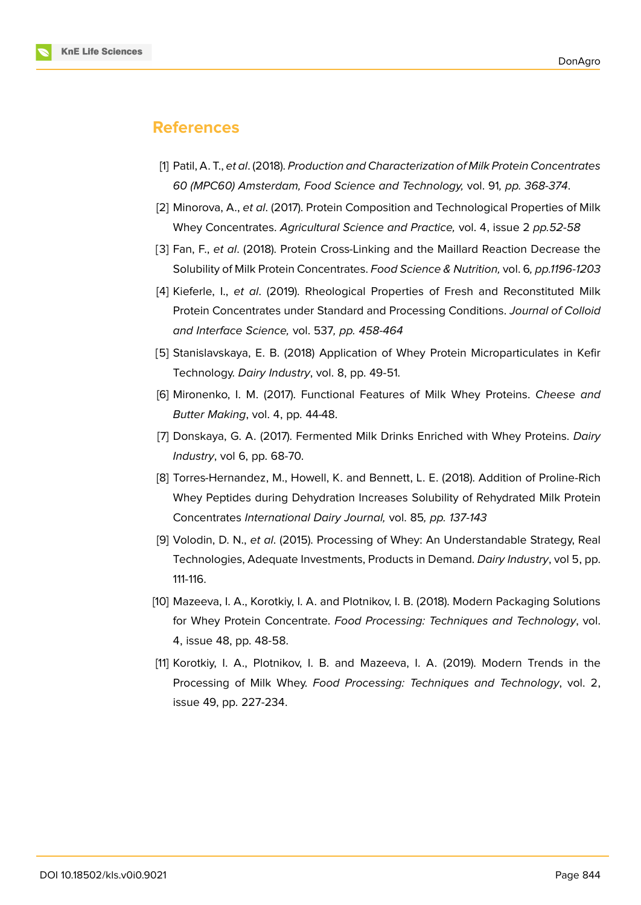## References

[1] Patil, A. T., *et al*. (2018). *Production and Characterization of Milk Protein Concentrates 60 (MPC60) Amsterdam, Food Science and Technology,* vol. 91*, pp. 368-374*.

[2] Minorova, A., *et al*. (2017). Protein Composition and Technological Properties of Milk Whey Concentrates. *Agricultural Science and Practice,* vol. 4, issue 2 *pp.52-58*

[3] Fan, F., *et al*. (2018). Protein Cross-Linking and the Maillard Reaction Decrease the Solubility of Milk Protein Concentrates. *Food Science & Nutrition,* vol. 6*, pp.1196-1203*

[4] Kieferle, I., *et al*. (2019). Rheological Properties of Fresh and Reconstituted Milk Protein Concentrates under Standard and Processing Conditions. *Journal of Colloid and Interface Science,* vol. 537*, pp. 458-464*

[5] Stanislavskaya, E. B. (2018) Application of Whey Protein Microparticulates in Kefir Technology. *Dairy Industry*, vol. 8, pp. 49-51.

[6] Mironenko, I. M. (2017). Functional Features of Milk Whey Proteins. *Cheese and Butter Making*, vol. 4, pp. 44-48.

[7] Donskaya, G. A. (2017). Fermented Milk Drinks Enriched with Whey Proteins. *Dairy Industry*, vol 6, pp. 68-70.

[8] Torres-Hernandez, M., Howell, K. and Bennett, L. E. (2018). Addition of Proline-Rich Whey Peptides during Dehydration Increases Solubility of Rehydrated Milk Protein Concentrates *International Dairy Journal,* vol. 85*, pp. 137-143*

[9] Volodin, D. N., *et al*. (2015). Processing of Whey: An Understandable Strategy, Real Technologies, Adequate Investments, Products in Demand. *Dairy Industry*, vol 5, pp. 111-116.

[10] Mazeeva, I. A., Korotkiy, I. A. and Plotnikov, I. B. (2018). Modern Packaging Solutions for Whey Protein Concentrate. *Food Processing: Techniques and Technology*, vol. 4, issue 48, pp. 48-58.

[11] Korotkiy, I. A., Plotnikov, I. B. and Mazeeva, I. A. (2019). Modern Trends in the Processing of Milk Whey. *Food Processing: Techniques and Technology*, vol. 2, issue 49, pp. 227-234.